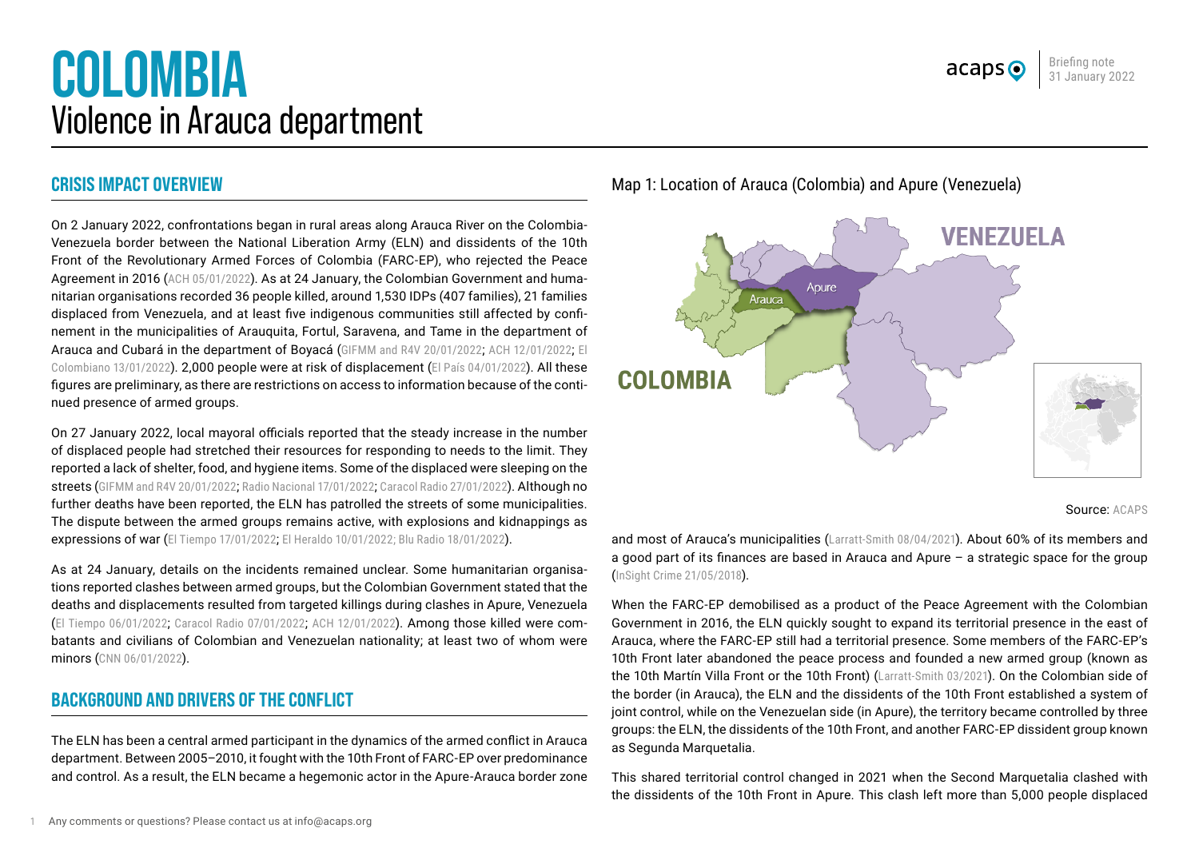# COLOMBIA
## Violence in Arauca department

Briefing note
31 January 2022

## CRISIS IMPACT OVERVIEW

On 2 January 2022, confrontations began in rural areas along Arauca River on the Colombia-Venezuela border between the National Liberation Army (ELN) and dissidents of the 10th Front of the Revolutionary Armed Forces of Colombia (FARC-EP), who rejected the Peace Agreement in 2016 (ACH 05/01/2022). As at 24 January, the Colombian Government and humanitarian organisations recorded 36 people killed, around 1,530 IDPs (407 families), 21 families displaced from Venezuela, and at least five indigenous communities still affected by confinement in the municipalities of Arauquita, Fortul, Saravena, and Tame in the department of Arauca and Cubará in the department of Boyacá (GIFMM and R4V 20/01/2022; ACH 12/01/2022; El Colombiano 13/01/2022). 2,000 people were at risk of displacement (El País 04/01/2022). All these figures are preliminary, as there are restrictions on access to information because of the continued presence of armed groups.

On 27 January 2022, local mayoral officials reported that the steady increase in the number of displaced people had stretched their resources for responding to needs to the limit. They reported a lack of shelter, food, and hygiene items. Some of the displaced were sleeping on the streets (GIFMM and R4V 20/01/2022; Radio Nacional 17/01/2022; Caracol Radio 27/01/2022). Although no further deaths have been reported, the ELN has patrolled the streets of some municipalities. The dispute between the armed groups remains active, with explosions and kidnappings as expressions of war (El Tiempo 17/01/2022; El Heraldo 10/01/2022; Blu Radio 18/01/2022).

As at 24 January, details on the incidents remained unclear. Some humanitarian organisations reported clashes between armed groups, but the Colombian Government stated that the deaths and displacements resulted from targeted killings during clashes in Apure, Venezuela (El Tiempo 06/01/2022; Caracol Radio 07/01/2022; ACH 12/01/2022). Among those killed were combatants and civilians of Colombian and Venezuelan nationality; at least two of whom were minors (CNN 06/01/2022).

## BACKGROUND AND DRIVERS OF THE CONFLICT

The ELN has been a central armed participant in the dynamics of the armed conflict in Arauca department. Between 2005–2010, it fought with the 10th Front of FARC-EP over predominance and control. As a result, the ELN became a hegemonic actor in the Apure-Arauca border zone and most of Arauca's municipalities (Larratt-Smith 08/04/2021). About 60% of its members and a good part of its finances are based in Arauca and Apure – a strategic space for the group (InSight Crime 21/05/2018).

When the FARC-EP demobilised as a product of the Peace Agreement with the Colombian Government in 2016, the ELN quickly sought to expand its territorial presence in the east of Arauca, where the FARC-EP still had a territorial presence. Some members of the FARC-EP's 10th Front later abandoned the peace process and founded a new armed group (known as the 10th Martín Villa Front or the 10th Front) (Larratt-Smith 03/2021). On the Colombian side of the border (in Arauca), the ELN and the dissidents of the 10th Front established a system of joint control, while on the Venezuelan side (in Apure), the territory became controlled by three groups: the ELN, the dissidents of the 10th Front, and another FARC-EP dissident group known as Segunda Marquetalia.

This shared territorial control changed in 2021 when the Second Marquetalia clashed with the dissidents of the 10th Front in Apure. This clash left more than 5,000 people displaced

Map 1: Location of Arauca (Colombia) and Apure (Venezuela)

Source: ACAPS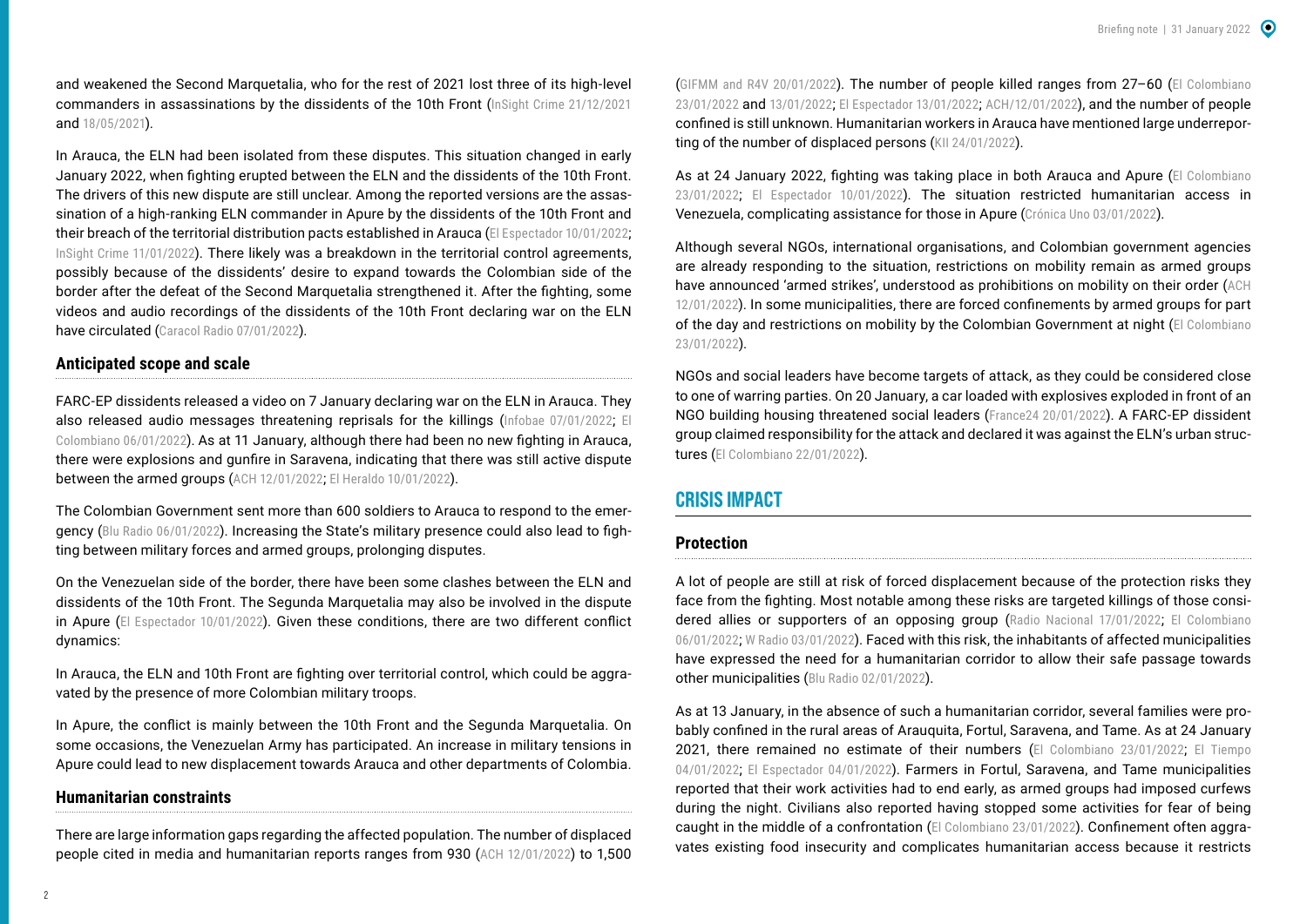and weakened the Second Marquetalia, who for the rest of 2021 lost three of its high-level commanders in assassinations by the dissidents of the 10th Front (InSight Crime 21/12/2021 and 18/05/2021).

In Arauca, the ELN had been isolated from these disputes. This situation changed in early January 2022, when fighting erupted between the ELN and the dissidents of the 10th Front. The drivers of this new dispute are still unclear. Among the reported versions are the assassination of a high-ranking ELN commander in Apure by the dissidents of the 10th Front and their breach of the territorial distribution pacts established in Arauca (El Espectador 10/01/2022; InSight Crime 11/01/2022). There likely was a breakdown in the territorial control agreements, possibly because of the dissidents' desire to expand towards the Colombian side of the border after the defeat of the Second Marquetalia strengthened it. After the fighting, some videos and audio recordings of the dissidents of the 10th Front declaring war on the ELN have circulated (Caracol Radio 07/01/2022).

### Anticipated scope and scale

FARC-EP dissidents released a video on 7 January declaring war on the ELN in Arauca. They also released audio messages threatening reprisals for the killings (Infobae 07/01/2022; El Colombiano 06/01/2022). As at 11 January, although there had been no new fighting in Arauca, there were explosions and gunfire in Saravena, indicating that there was still active dispute between the armed groups (ACH 12/01/2022; El Heraldo 10/01/2022).

The Colombian Government sent more than 600 soldiers to Arauca to respond to the emergency (Blu Radio 06/01/2022). Increasing the State's military presence could also lead to fighting between military forces and armed groups, prolonging disputes.

On the Venezuelan side of the border, there have been some clashes between the ELN and dissidents of the 10th Front. The Segunda Marquetalia may also be involved in the dispute in Apure (El Espectador 10/01/2022). Given these conditions, there are two different conflict dynamics:

In Arauca, the ELN and 10th Front are fighting over territorial control, which could be aggravated by the presence of more Colombian military troops.

In Apure, the conflict is mainly between the 10th Front and the Segunda Marquetalia. On some occasions, the Venezuelan Army has participated. An increase in military tensions in Apure could lead to new displacement towards Arauca and other departments of Colombia.

### Humanitarian constraints

There are large information gaps regarding the affected population. The number of displaced people cited in media and humanitarian reports ranges from 930 (ACH 12/01/2022) to 1,500 (GIFMM and R4V 20/01/2022). The number of people killed ranges from 27–60 (El Colombiano 23/01/2022 and 13/01/2022; El Espectador 13/01/2022; ACH/12/01/2022), and the number of people confined is still unknown. Humanitarian workers in Arauca have mentioned large underreporting of the number of displaced persons (KII 24/01/2022).

As at 24 January 2022, fighting was taking place in both Arauca and Apure (El Colombiano 23/01/2022; El Espectador 10/01/2022). The situation restricted humanitarian access in Venezuela, complicating assistance for those in Apure (Crónica Uno 03/01/2022).

Although several NGOs, international organisations, and Colombian government agencies are already responding to the situation, restrictions on mobility remain as armed groups have announced 'armed strikes', understood as prohibitions on mobility on their order (ACH 12/01/2022). In some municipalities, there are forced confinements by armed groups for part of the day and restrictions on mobility by the Colombian Government at night (El Colombiano 23/01/2022).

NGOs and social leaders have become targets of attack, as they could be considered close to one of warring parties. On 20 January, a car loaded with explosives exploded in front of an NGO building housing threatened social leaders (France24 20/01/2022). A FARC-EP dissident group claimed responsibility for the attack and declared it was against the ELN's urban structures (El Colombiano 22/01/2022).

## CRISIS IMPACT

### Protection

A lot of people are still at risk of forced displacement because of the protection risks they face from the fighting. Most notable among these risks are targeted killings of those considered allies or supporters of an opposing group (Radio Nacional 17/01/2022; El Colombiano 06/01/2022; W Radio 03/01/2022). Faced with this risk, the inhabitants of affected municipalities have expressed the need for a humanitarian corridor to allow their safe passage towards other municipalities (Blu Radio 02/01/2022).

As at 13 January, in the absence of such a humanitarian corridor, several families were probably confined in the rural areas of Arauquita, Fortul, Saravena, and Tame. As at 24 January 2021, there remained no estimate of their numbers (El Colombiano 23/01/2022; El Tiempo 04/01/2022; El Espectador 04/01/2022). Farmers in Fortul, Saravena, and Tame municipalities reported that their work activities had to end early, as armed groups had imposed curfews during the night. Civilians also reported having stopped some activities for fear of being caught in the middle of a confrontation (El Colombiano 23/01/2022). Confinement often aggravates existing food insecurity and complicates humanitarian access because it restricts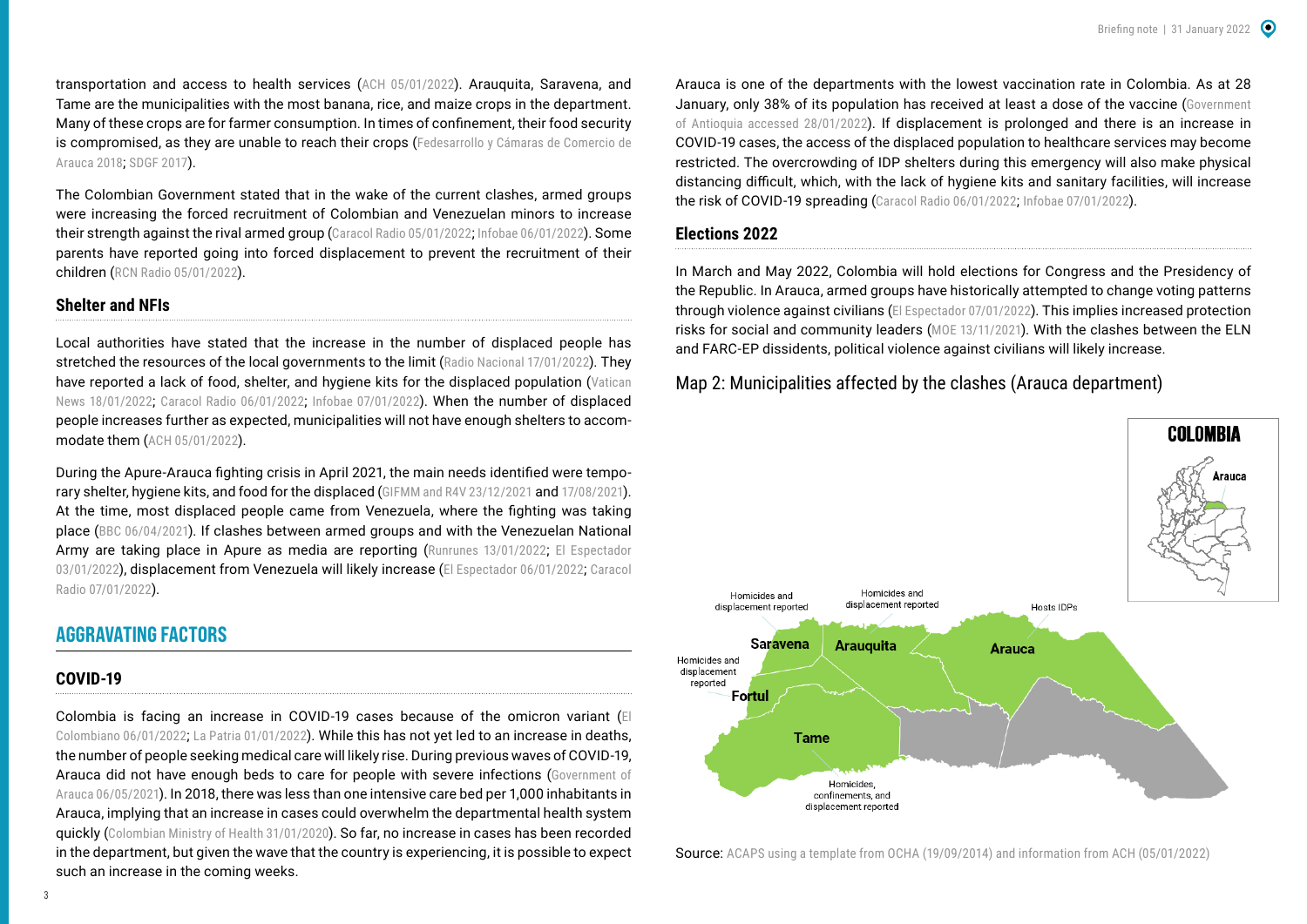transportation and access to health services (ACH 05/01/2022). Arauquita, Saravena, and Tame are the municipalities with the most banana, rice, and maize crops in the department. Many of these crops are for farmer consumption. In times of confinement, their food security is compromised, as they are unable to reach their crops (Fedesarrollo y Cámaras de Comercio de Arauca 2018; SDGF 2017).

The Colombian Government stated that in the wake of the current clashes, armed groups were increasing the forced recruitment of Colombian and Venezuelan minors to increase their strength against the rival armed group (Caracol Radio 05/01/2022; Infobae 06/01/2022). Some parents have reported going into forced displacement to prevent the recruitment of their children (RCN Radio 05/01/2022).

### Shelter and NFIs

Local authorities have stated that the increase in the number of displaced people has stretched the resources of the local governments to the limit (Radio Nacional 17/01/2022). They have reported a lack of food, shelter, and hygiene kits for the displaced population (Vatican News 18/01/2022; Caracol Radio 06/01/2022; Infobae 07/01/2022). When the number of displaced people increases further as expected, municipalities will not have enough shelters to accommodate them (ACH 05/01/2022).

During the Apure-Arauca fighting crisis in April 2021, the main needs identified were temporary shelter, hygiene kits, and food for the displaced (GIFMM and R4V 23/12/2021 and 17/08/2021). At the time, most displaced people came from Venezuela, where the fighting was taking place (BBC 06/04/2021). If clashes between armed groups and with the Venezuelan National Army are taking place in Apure as media are reporting (Runrunes 13/01/2022; El Espectador 03/01/2022), displacement from Venezuela will likely increase (El Espectador 06/01/2022; Caracol Radio 07/01/2022).

## AGGRAVATING FACTORS

### COVID-19

Colombia is facing an increase in COVID-19 cases because of the omicron variant (El Colombiano 06/01/2022; La Patria 01/01/2022). While this has not yet led to an increase in deaths, the number of people seeking medical care will likely rise. During previous waves of COVID-19, Arauca did not have enough beds to care for people with severe infections (Government of Arauca 06/05/2021). In 2018, there was less than one intensive care bed per 1,000 inhabitants in Arauca, implying that an increase in cases could overwhelm the departmental health system quickly (Colombian Ministry of Health 31/01/2020). So far, no increase in cases has been recorded in the department, but given the wave that the country is experiencing, it is possible to expect such an increase in the coming weeks.

Arauca is one of the departments with the lowest vaccination rate in Colombia. As at 28 January, only 38% of its population has received at least a dose of the vaccine (Government of Antioquia accessed 28/01/2022). If displacement is prolonged and there is an increase in COVID-19 cases, the access of the displaced population to healthcare services may become restricted. The overcrowding of IDP shelters during this emergency will also make physical distancing difficult, which, with the lack of hygiene kits and sanitary facilities, will increase the risk of COVID-19 spreading (Caracol Radio 06/01/2022; Infobae 07/01/2022).

### Elections 2022

In March and May 2022, Colombia will hold elections for Congress and the Presidency of the Republic. In Arauca, armed groups have historically attempted to change voting patterns through violence against civilians (El Espectador 07/01/2022). This implies increased protection risks for social and community leaders (MOE 13/11/2021). With the clashes between the ELN and FARC-EP dissidents, political violence against civilians will likely increase.

Map 2: Municipalities affected by the clashes (Arauca department)

COLOMBIA
Arauca

Saravena
Homicides and displacement reported

Arauquita
Homicides and displacement reported

Arauca
Hosts IDPs

Fortul
Homicides and displacement reported

Tame
Homicides, confinements, and displacement reported

Source: ACAPS using a template from OCHA (19/09/2014) and information from ACH (05/01/2022)